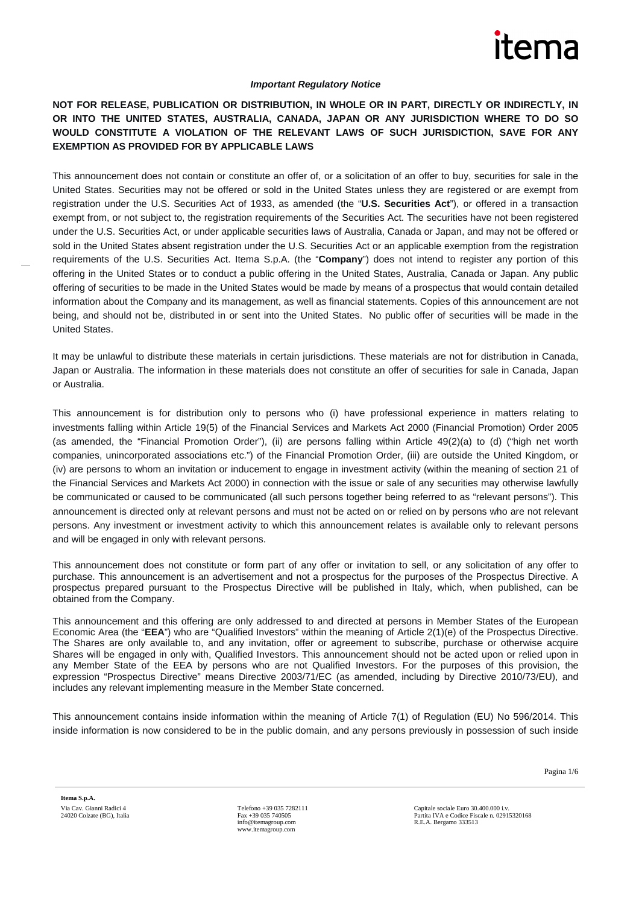***Important Regulatory Notice***

**NOT FOR RELEASE, PUBLICATION OR DISTRIBUTION, IN WHOLE OR IN PART, DIRECTLY OR INDIRECTLY, IN OR INTO THE UNITED STATES, AUSTRALIA, CANADA, JAPAN OR ANY JURISDICTION WHERE TO DO SO WOULD CONSTITUTE A VIOLATION OF THE RELEVANT LAWS OF SUCH JURISDICTION, SAVE FOR ANY EXEMPTION AS PROVIDED FOR BY APPLICABLE LAWS**

This announcement does not contain or constitute an offer of, or a solicitation of an offer to buy, securities for sale in the United States. Securities may not be offered or sold in the United States unless they are registered or are exempt from registration under the U.S. Securities Act of 1933, as amended (the "**U.S. Securities Act**"), or offered in a transaction exempt from, or not subject to, the registration requirements of the Securities Act. The securities have not been registered under the U.S. Securities Act, or under applicable securities laws of Australia, Canada or Japan, and may not be offered or sold in the United States absent registration under the U.S. Securities Act or an applicable exemption from the registration requirements of the U.S. Securities Act. Itema S.p.A. (the "**Company**") does not intend to register any portion of this offering in the United States or to conduct a public offering in the United States, Australia, Canada or Japan. Any public offering of securities to be made in the United States would be made by means of a prospectus that would contain detailed information about the Company and its management, as well as financial statements. Copies of this announcement are not being, and should not be, distributed in or sent into the United States. No public offer of securities will be made in the United States.

It may be unlawful to distribute these materials in certain jurisdictions. These materials are not for distribution in Canada, Japan or Australia. The information in these materials does not constitute an offer of securities for sale in Canada, Japan or Australia.

This announcement is for distribution only to persons who (i) have professional experience in matters relating to investments falling within Article 19(5) of the Financial Services and Markets Act 2000 (Financial Promotion) Order 2005 (as amended, the "Financial Promotion Order"), (ii) are persons falling within Article 49(2)(a) to (d) ("high net worth companies, unincorporated associations etc.") of the Financial Promotion Order, (iii) are outside the United Kingdom, or (iv) are persons to whom an invitation or inducement to engage in investment activity (within the meaning of section 21 of the Financial Services and Markets Act 2000) in connection with the issue or sale of any securities may otherwise lawfully be communicated or caused to be communicated (all such persons together being referred to as "relevant persons"). This announcement is directed only at relevant persons and must not be acted on or relied on by persons who are not relevant persons. Any investment or investment activity to which this announcement relates is available only to relevant persons and will be engaged in only with relevant persons.

This announcement does not constitute or form part of any offer or invitation to sell, or any solicitation of any offer to purchase. This announcement is an advertisement and not a prospectus for the purposes of the Prospectus Directive. A prospectus prepared pursuant to the Prospectus Directive will be published in Italy, which, when published, can be obtained from the Company.

This announcement and this offering are only addressed to and directed at persons in Member States of the European Economic Area (the "**EEA**") who are "Qualified Investors" within the meaning of Article 2(1)(e) of the Prospectus Directive. The Shares are only available to, and any invitation, offer or agreement to subscribe, purchase or otherwise acquire Shares will be engaged in only with, Qualified Investors. This announcement should not be acted upon or relied upon in any Member State of the EEA by persons who are not Qualified Investors. For the purposes of this provision, the expression "Prospectus Directive" means Directive 2003/71/EC (as amended, including by Directive 2010/73/EU), and includes any relevant implementing measure in the Member State concerned.

This announcement contains inside information within the meaning of Article 7(1) of Regulation (EU) No 596/2014. This inside information is now considered to be in the public domain, and any persons previously in possession of such inside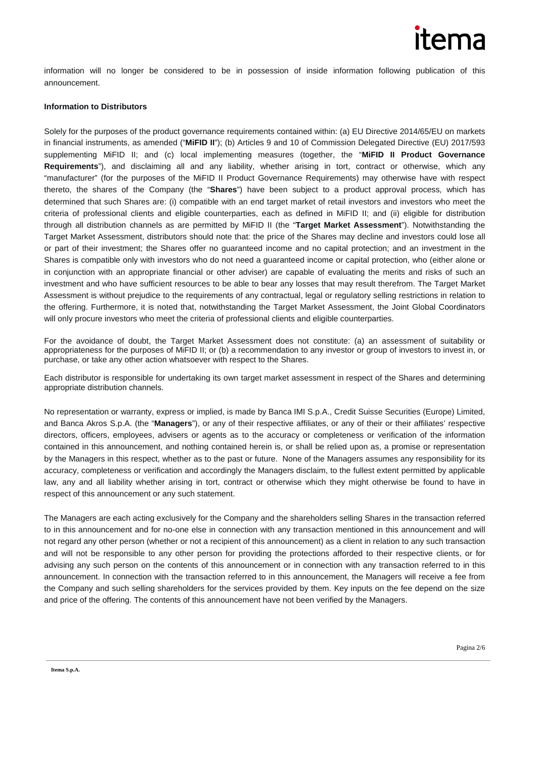information will no longer be considered to be in possession of inside information following publication of this announcement.

**Information to Distributors**

Solely for the purposes of the product governance requirements contained within: (a) EU Directive 2014/65/EU on markets in financial instruments, as amended ("**MiFID II**"); (b) Articles 9 and 10 of Commission Delegated Directive (EU) 2017/593 supplementing MiFID II; and (c) local implementing measures (together, the "**MiFID II Product Governance Requirements**"), and disclaiming all and any liability, whether arising in tort, contract or otherwise, which any "manufacturer" (for the purposes of the MiFID II Product Governance Requirements) may otherwise have with respect thereto, the shares of the Company (the "**Shares**") have been subject to a product approval process, which has determined that such Shares are: (i) compatible with an end target market of retail investors and investors who meet the criteria of professional clients and eligible counterparties, each as defined in MiFID II; and (ii) eligible for distribution through all distribution channels as are permitted by MiFID II (the "**Target Market Assessment**"). Notwithstanding the Target Market Assessment, distributors should note that: the price of the Shares may decline and investors could lose all or part of their investment; the Shares offer no guaranteed income and no capital protection; and an investment in the Shares is compatible only with investors who do not need a guaranteed income or capital protection, who (either alone or in conjunction with an appropriate financial or other adviser) are capable of evaluating the merits and risks of such an investment and who have sufficient resources to be able to bear any losses that may result therefrom. The Target Market Assessment is without prejudice to the requirements of any contractual, legal or regulatory selling restrictions in relation to the offering. Furthermore, it is noted that, notwithstanding the Target Market Assessment, the Joint Global Coordinators will only procure investors who meet the criteria of professional clients and eligible counterparties.

For the avoidance of doubt, the Target Market Assessment does not constitute: (a) an assessment of suitability or appropriateness for the purposes of MiFID II; or (b) a recommendation to any investor or group of investors to invest in, or purchase, or take any other action whatsoever with respect to the Shares.

Each distributor is responsible for undertaking its own target market assessment in respect of the Shares and determining appropriate distribution channels.

No representation or warranty, express or implied, is made by Banca IMI S.p.A., Credit Suisse Securities (Europe) Limited, and Banca Akros S.p.A. (the "**Managers**"), or any of their respective affiliates, or any of their or their affiliates' respective directors, officers, employees, advisers or agents as to the accuracy or completeness or verification of the information contained in this announcement, and nothing contained herein is, or shall be relied upon as, a promise or representation by the Managers in this respect, whether as to the past or future. None of the Managers assumes any responsibility for its accuracy, completeness or verification and accordingly the Managers disclaim, to the fullest extent permitted by applicable law, any and all liability whether arising in tort, contract or otherwise which they might otherwise be found to have in respect of this announcement or any such statement.

The Managers are each acting exclusively for the Company and the shareholders selling Shares in the transaction referred to in this announcement and for no-one else in connection with any transaction mentioned in this announcement and will not regard any other person (whether or not a recipient of this announcement) as a client in relation to any such transaction and will not be responsible to any other person for providing the protections afforded to their respective clients, or for advising any such person on the contents of this announcement or in connection with any transaction referred to in this announcement. In connection with the transaction referred to in this announcement, the Managers will receive a fee from the Company and such selling shareholders for the services provided by them. Key inputs on the fee depend on the size and price of the offering. The contents of this announcement have not been verified by the Managers.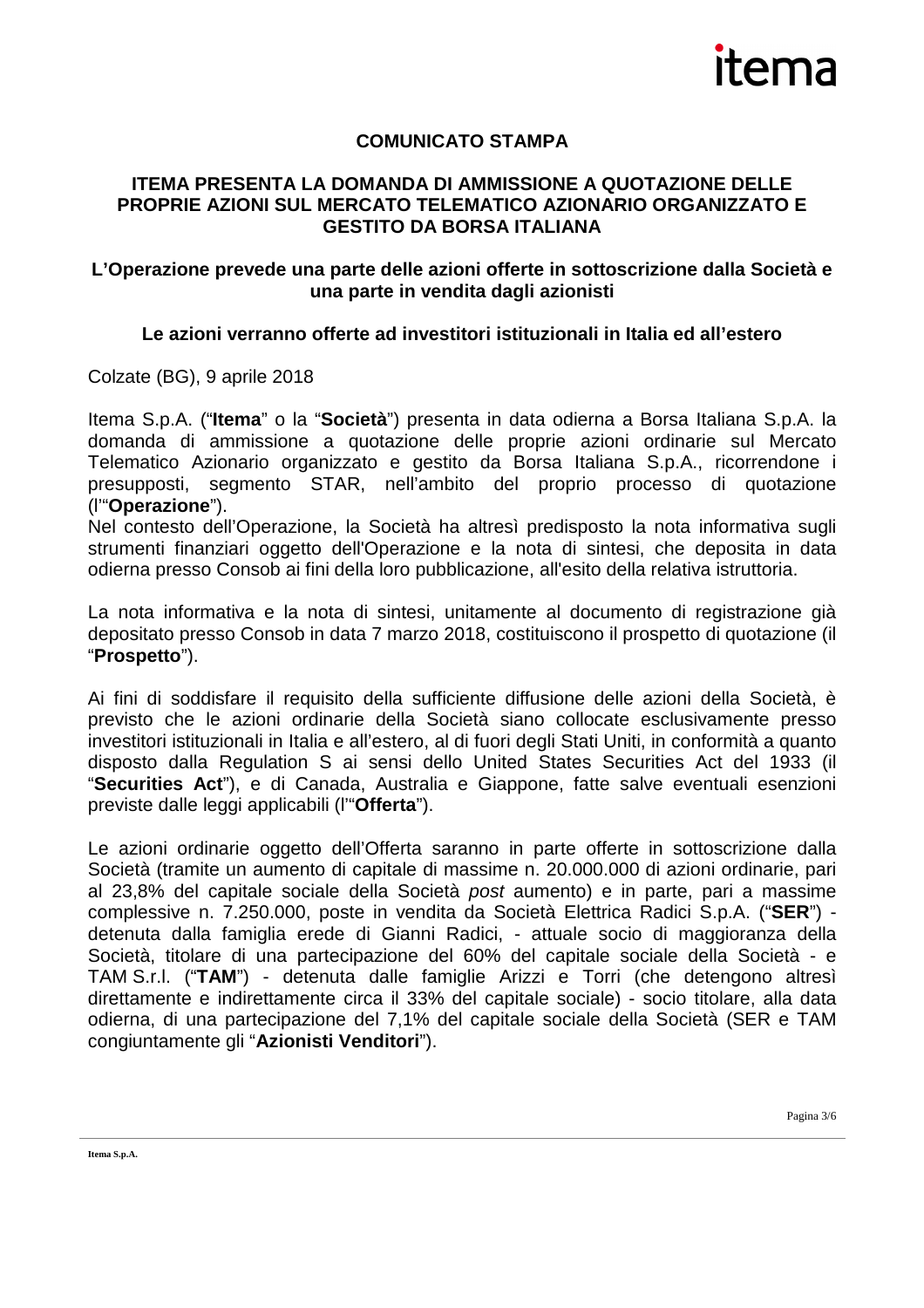**COMUNICATO STAMPA**

# ITEMA PRESENTA LA DOMANDA DI AMMISSIONE A QUOTAZIONE DELLE PROPRIE AZIONI SUL MERCATO TELEMATICO AZIONARIO ORGANIZZATO E GESTITO DA BORSA ITALIANA

**L'Operazione prevede una parte delle azioni offerte in sottoscrizione dalla Società e una parte in vendita dagli azionisti**

**Le azioni verranno offerte ad investitori istituzionali in Italia ed all'estero**

Colzate (BG), 9 aprile 2018

Itema S.p.A. ("**Itema**" o la "**Società**") presenta in data odierna a Borsa Italiana S.p.A. la domanda di ammissione a quotazione delle proprie azioni ordinarie sul Mercato Telematico Azionario organizzato e gestito da Borsa Italiana S.p.A., ricorrendone i presupposti, segmento STAR, nell'ambito del proprio processo di quotazione (l'"**Operazione**").
Nel contesto dell'Operazione, la Società ha altresì predisposto la nota informativa sugli strumenti finanziari oggetto dell'Operazione e la nota di sintesi, che deposita in data odierna presso Consob ai fini della loro pubblicazione, all'esito della relativa istruttoria.

La nota informativa e la nota di sintesi, unitamente al documento di registrazione già depositato presso Consob in data 7 marzo 2018, costituiscono il prospetto di quotazione (il "**Prospetto**").

Ai fini di soddisfare il requisito della sufficiente diffusione delle azioni della Società, è previsto che le azioni ordinarie della Società siano collocate esclusivamente presso investitori istituzionali in Italia e all'estero, al di fuori degli Stati Uniti, in conformità a quanto disposto dalla Regulation S ai sensi dello United States Securities Act del 1933 (il "**Securities Act**"), e di Canada, Australia e Giappone, fatte salve eventuali esenzioni previste dalle leggi applicabili (l'"**Offerta**").

Le azioni ordinarie oggetto dell'Offerta saranno in parte offerte in sottoscrizione dalla Società (tramite un aumento di capitale di massime n. 20.000.000 di azioni ordinarie, pari al 23,8% del capitale sociale della Società *post* aumento) e in parte, pari a massime complessive n. 7.250.000, poste in vendita da Società Elettrica Radici S.p.A. ("**SER**") - detenuta dalla famiglia erede di Gianni Radici, - attuale socio di maggioranza della Società, titolare di una partecipazione del 60% del capitale sociale della Società - e TAM S.r.l. ("**TAM**") - detenuta dalle famiglie Arizzi e Torri (che detengono altresì direttamente e indirettamente circa il 33% del capitale sociale) - socio titolare, alla data odierna, di una partecipazione del 7,1% del capitale sociale della Società (SER e TAM congiuntamente gli "**Azionisti Venditori**").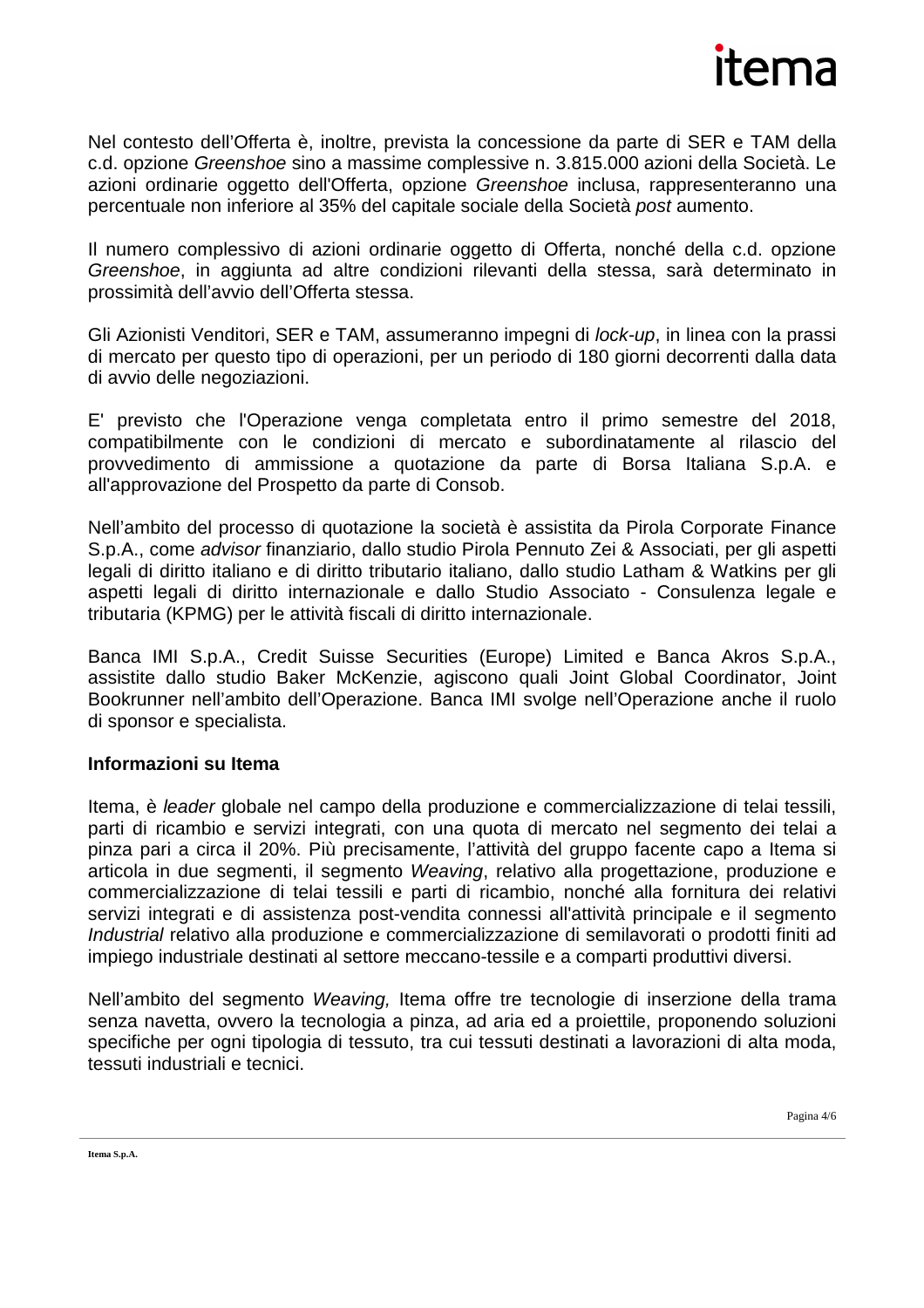Nel contesto dell'Offerta è, inoltre, prevista la concessione da parte di SER e TAM della c.d. opzione *Greenshoe* sino a massime complessive n. 3.815.000 azioni della Società. Le azioni ordinarie oggetto dell'Offerta, opzione *Greenshoe* inclusa, rappresenteranno una percentuale non inferiore al 35% del capitale sociale della Società *post* aumento.

Il numero complessivo di azioni ordinarie oggetto di Offerta, nonché della c.d. opzione *Greenshoe*, in aggiunta ad altre condizioni rilevanti della stessa, sarà determinato in prossimità dell'avvio dell'Offerta stessa.

Gli Azionisti Venditori, SER e TAM, assumeranno impegni di *lock-up*, in linea con la prassi di mercato per questo tipo di operazioni, per un periodo di 180 giorni decorrenti dalla data di avvio delle negoziazioni.

E' previsto che l'Operazione venga completata entro il primo semestre del 2018, compatibilmente con le condizioni di mercato e subordinatamente al rilascio del provvedimento di ammissione a quotazione da parte di Borsa Italiana S.p.A. e all'approvazione del Prospetto da parte di Consob.

Nell'ambito del processo di quotazione la società è assistita da Pirola Corporate Finance S.p.A., come *advisor* finanziario, dallo studio Pirola Pennuto Zei & Associati, per gli aspetti legali di diritto italiano e di diritto tributario italiano, dallo studio Latham & Watkins per gli aspetti legali di diritto internazionale e dallo Studio Associato - Consulenza legale e tributaria (KPMG) per le attività fiscali di diritto internazionale.

Banca IMI S.p.A., Credit Suisse Securities (Europe) Limited e Banca Akros S.p.A., assistite dallo studio Baker McKenzie, agiscono quali Joint Global Coordinator, Joint Bookrunner nell'ambito dell'Operazione. Banca IMI svolge nell'Operazione anche il ruolo di sponsor e specialista.

**Informazioni su Itema**

Itema, è *leader* globale nel campo della produzione e commercializzazione di telai tessili, parti di ricambio e servizi integrati, con una quota di mercato nel segmento dei telai a pinza pari a circa il 20%. Più precisamente, l'attività del gruppo facente capo a Itema si articola in due segmenti, il segmento *Weaving*, relativo alla progettazione, produzione e commercializzazione di telai tessili e parti di ricambio, nonché alla fornitura dei relativi servizi integrati e di assistenza post-vendita connessi all'attività principale e il segmento *Industrial* relativo alla produzione e commercializzazione di semilavorati o prodotti finiti ad impiego industriale destinati al settore meccano-tessile e a comparti produttivi diversi.

Nell'ambito del segmento *Weaving,* Itema offre tre tecnologie di inserzione della trama senza navetta, ovvero la tecnologia a pinza, ad aria ed a proiettile, proponendo soluzioni specifiche per ogni tipologia di tessuto, tra cui tessuti destinati a lavorazioni di alta moda, tessuti industriali e tecnici.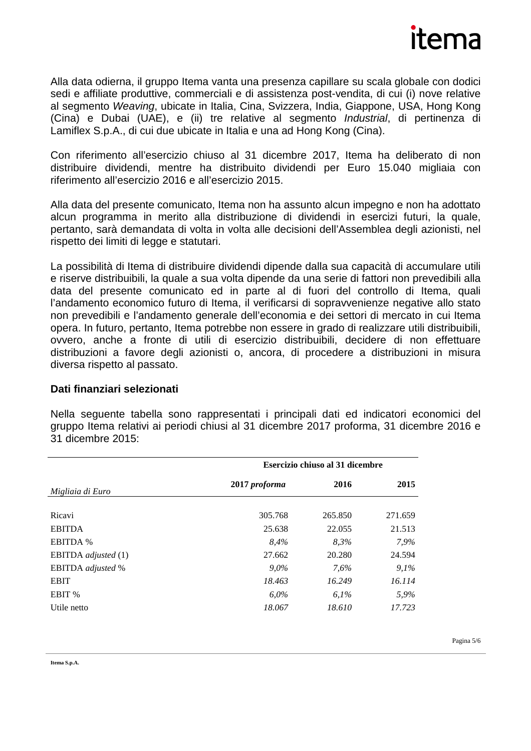Alla data odierna, il gruppo Itema vanta una presenza capillare su scala globale con dodici sedi e affiliate produttive, commerciali e di assistenza post-vendita, di cui (i) nove relative al segmento *Weaving*, ubicate in Italia, Cina, Svizzera, India, Giappone, USA, Hong Kong (Cina) e Dubai (UAE), e (ii) tre relative al segmento *Industrial*, di pertinenza di Lamiflex S.p.A., di cui due ubicate in Italia e una ad Hong Kong (Cina).

Con riferimento all'esercizio chiuso al 31 dicembre 2017, Itema ha deliberato di non distribuire dividendi, mentre ha distribuito dividendi per Euro 15.040 migliaia con riferimento all'esercizio 2016 e all'esercizio 2015.

Alla data del presente comunicato, Itema non ha assunto alcun impegno e non ha adottato alcun programma in merito alla distribuzione di dividendi in esercizi futuri, la quale, pertanto, sarà demandata di volta in volta alle decisioni dell'Assemblea degli azionisti, nel rispetto dei limiti di legge e statutari.

La possibilità di Itema di distribuire dividendi dipende dalla sua capacità di accumulare utili e riserve distribuibili, la quale a sua volta dipende da una serie di fattori non prevedibili alla data del presente comunicato ed in parte al di fuori del controllo di Itema, quali l'andamento economico futuro di Itema, il verificarsi di sopravvenienze negative allo stato non prevedibili e l'andamento generale dell'economia e dei settori di mercato in cui Itema opera. In futuro, pertanto, Itema potrebbe non essere in grado di realizzare utili distribuibili, ovvero, anche a fronte di utili di esercizio distribuibili, decidere di non effettuare distribuzioni a favore degli azionisti o, ancora, di procedere a distribuzioni in misura diversa rispetto al passato.

## Dati finanziari selezionati

Nella seguente tabella sono rappresentati i principali dati ed indicatori economici del gruppo Itema relativi ai periodi chiusi al 31 dicembre 2017 proforma, 31 dicembre 2016 e 31 dicembre 2015:

| | **Esercizio chiuso al 31 dicembre** | | |
|---|---|---|---|
| *Migliaia di Euro* | **2017 *proforma*** | **2016** | **2015** |
| Ricavi | 305.768 | 265.850 | 271.659 |
| EBITDA | 25.638 | 22.055 | 21.513 |
| EBITDA % | *8,4%* | *8,3%* | *7,9%* |
| EBITDA *adjusted* (1) | 27.662 | 20.280 | 24.594 |
| EBITDA *adjusted* % | *9,0%* | *7,6%* | *9,1%* |
| EBIT | *18.463* | *16.249* | *16.114* |
| EBIT % | *6,0%* | *6,1%* | *5,9%* |
| Utile netto | *18.067* | *18.610* | *17.723* |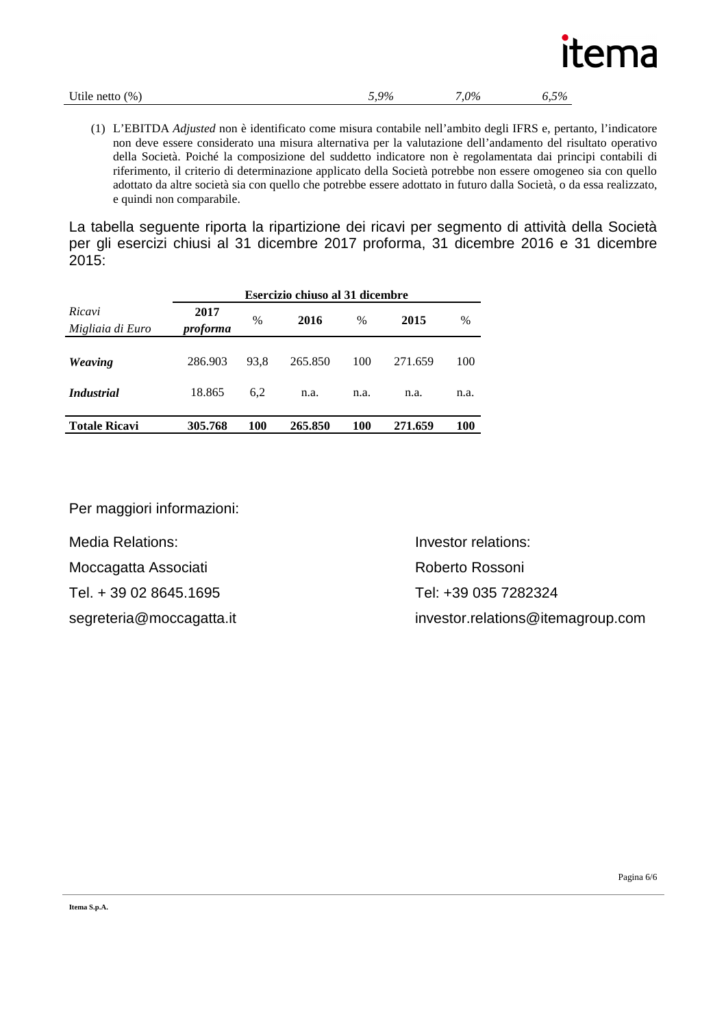| | | | |
|---|---|---|---|
| Utile netto (%) | *5,9%* | *7,0%* | *6,5%* |

(1) L'EBITDA *Adjusted* non è identificato come misura contabile nell'ambito degli IFRS e, pertanto, l'indicatore non deve essere considerato una misura alternativa per la valutazione dell'andamento del risultato operativo della Società. Poiché la composizione del suddetto indicatore non è regolamentata dai principi contabili di riferimento, il criterio di determinazione applicato della Società potrebbe non essere omogeneo sia con quello adottato da altre società sia con quello che potrebbe essere adottato in futuro dalla Società, o da essa realizzato, e quindi non comparabile.

La tabella seguente riporta la ripartizione dei ricavi per segmento di attività della Società per gli esercizi chiusi al 31 dicembre 2017 proforma, 31 dicembre 2016 e 31 dicembre 2015:

| | **Esercizio chiuso al 31 dicembre** | | | | | |
|---|---|---|---|---|---|---|
| *Ricavi* *Migliaia di Euro* | **2017 *proforma*** | % | **2016** | % | **2015** | % |
| ***Weaving*** | 286.903 | 93,8 | 265.850 | 100 | 271.659 | 100 |
| ***Industrial*** | 18.865 | 6,2 | n.a. | n.a. | n.a. | n.a. |
| **Totale Ricavi** | **305.768** | **100** | **265.850** | **100** | **271.659** | **100** |

Per maggiori informazioni:

Media Relations:
Moccagatta Associati
Tel. + 39 02 8645.1695
segreteria@moccagatta.it

Investor relations:
Roberto Rossoni
Tel: +39 035 7282324
investor.relations@itemagroup.com

**Itema S.p.A.**